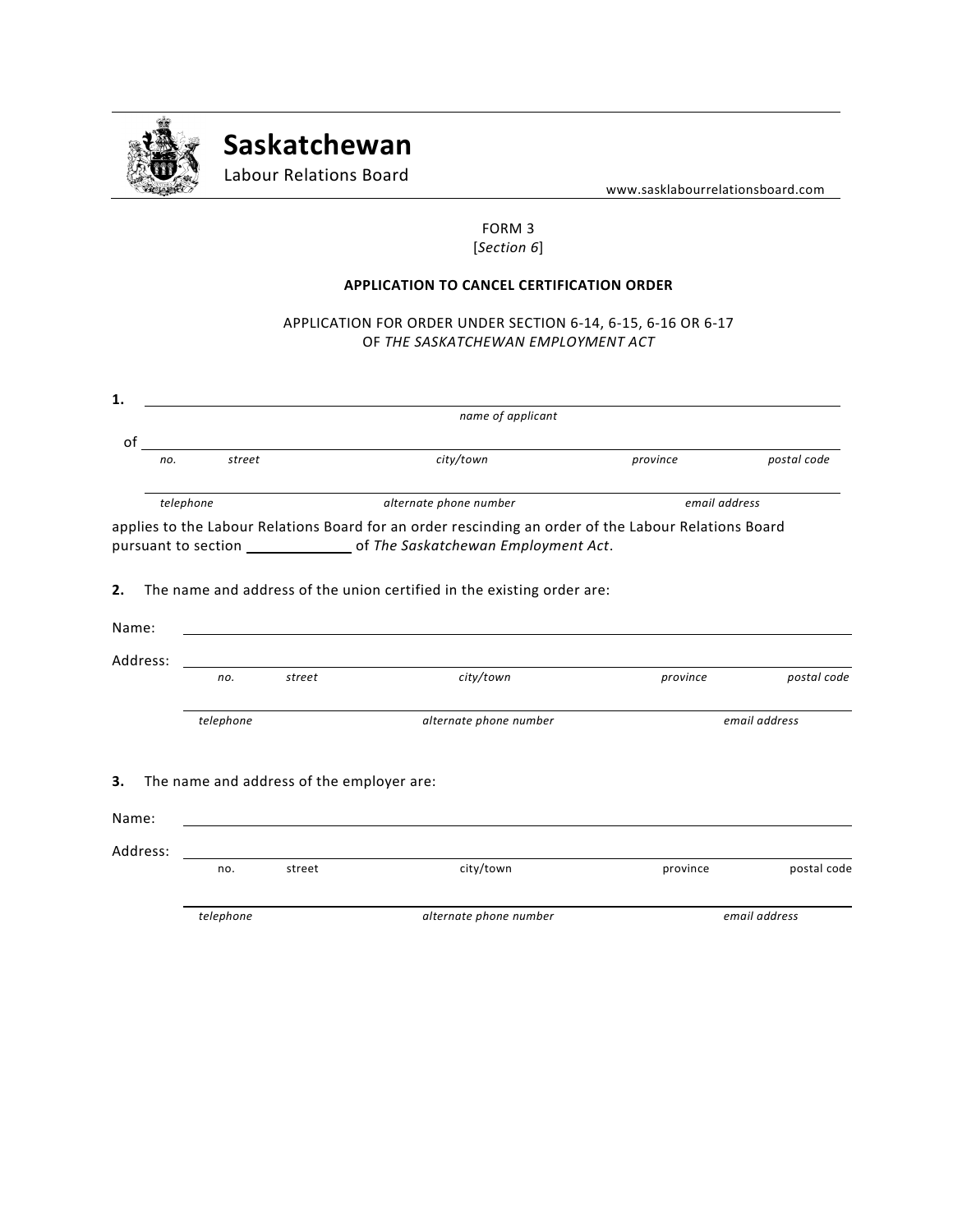# Saskatchewan

Labour Relations Board

www.sasklabourrelationsboard.com

FORM 3
[*Section 6*]

**APPLICATION TO CANCEL CERTIFICATION ORDER**

APPLICATION FOR ORDER UNDER SECTION 6-14, 6-15, 6-16 OR 6-17
OF *THE SASKATCHEWAN EMPLOYMENT ACT*

**1.** ______________________________________________
*name of applicant*

of ______________________________________________
*no. street city/town province postal code*

______________________________________________
*telephone alternate phone number email address*

applies to the Labour Relations Board for an order rescinding an order of the Labour Relations Board pursuant to section ____________ of *The Saskatchewan Employment Act*.

**2.** The name and address of the union certified in the existing order are:

Name: ______________________________________________

Address: ______________________________________________
*no. street city/town province postal code*

______________________________________________
*telephone alternate phone number email address*

**3.** The name and address of the employer are:

Name: ______________________________________________

Address: ______________________________________________
no. street city/town province postal code

______________________________________________
*telephone alternate phone number email address*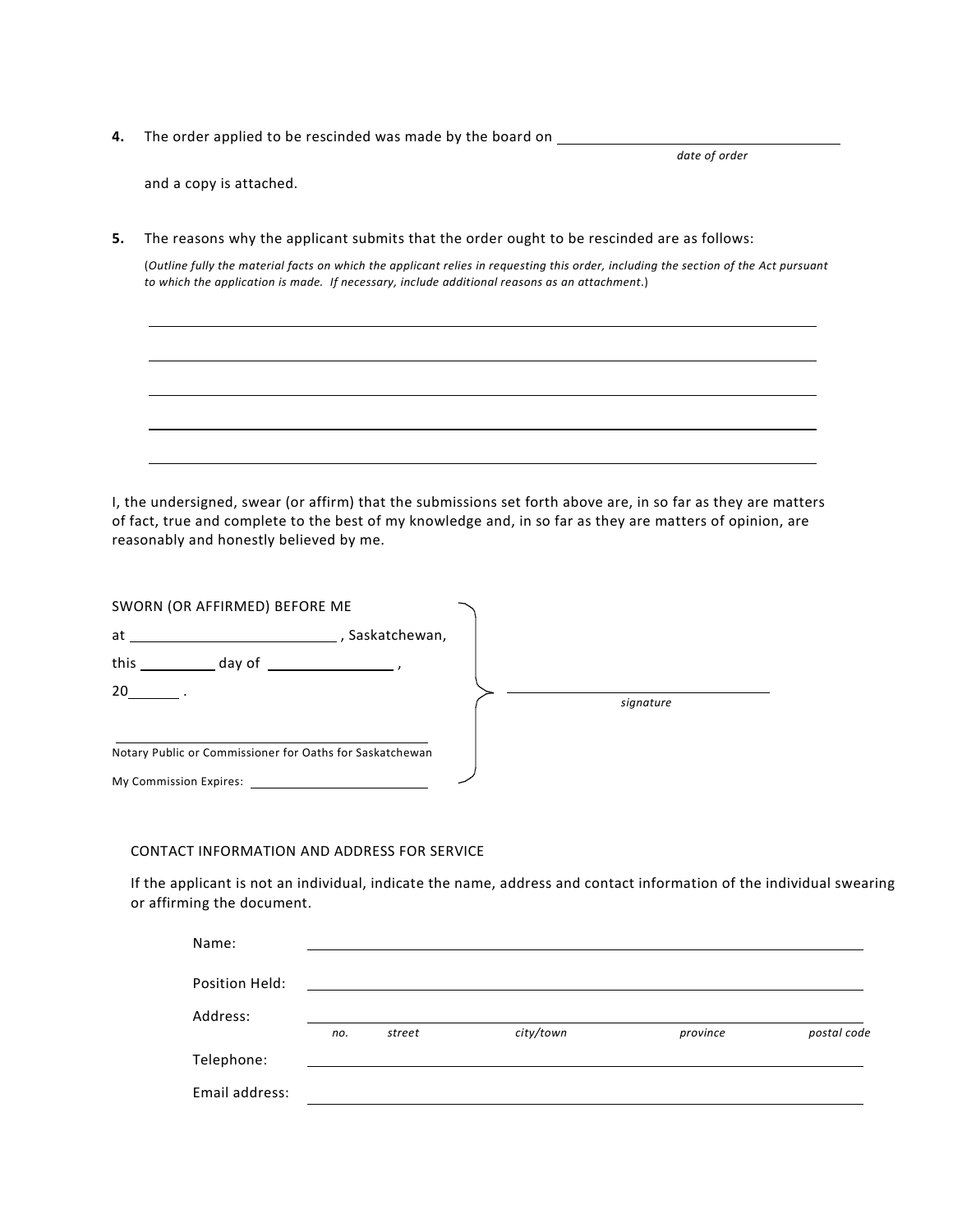**4.** The order applied to be rescinded was made by the board on \_\_\_\_\_\_\_\_\_\_\_\_\_\_\_\_\_\_\_\_\_\_\_\_\_\_\_\_\_\_\_\_\_\_
*date of order*

and a copy is attached.

**5.** The reasons why the applicant submits that the order ought to be rescinded are as follows:

(*Outline fully the material facts on which the applicant relies in requesting this order, including the section of the Act pursuant to which the application is made. If necessary, include additional reasons as an attachment.*)

\_\_\_\_\_\_\_\_\_\_\_\_\_\_\_\_\_\_\_\_\_\_\_\_\_\_\_\_\_\_\_\_\_\_\_\_\_\_\_\_\_\_\_\_\_\_\_\_\_\_\_\_\_\_\_\_\_\_\_\_\_\_\_\_\_\_\_\_\_\_\_\_\_\_\_\_

\_\_\_\_\_\_\_\_\_\_\_\_\_\_\_\_\_\_\_\_\_\_\_\_\_\_\_\_\_\_\_\_\_\_\_\_\_\_\_\_\_\_\_\_\_\_\_\_\_\_\_\_\_\_\_\_\_\_\_\_\_\_\_\_\_\_\_\_\_\_\_\_\_\_\_\_

\_\_\_\_\_\_\_\_\_\_\_\_\_\_\_\_\_\_\_\_\_\_\_\_\_\_\_\_\_\_\_\_\_\_\_\_\_\_\_\_\_\_\_\_\_\_\_\_\_\_\_\_\_\_\_\_\_\_\_\_\_\_\_\_\_\_\_\_\_\_\_\_\_\_\_\_

\_\_\_\_\_\_\_\_\_\_\_\_\_\_\_\_\_\_\_\_\_\_\_\_\_\_\_\_\_\_\_\_\_\_\_\_\_\_\_\_\_\_\_\_\_\_\_\_\_\_\_\_\_\_\_\_\_\_\_\_\_\_\_\_\_\_\_\_\_\_\_\_\_\_\_\_

\_\_\_\_\_\_\_\_\_\_\_\_\_\_\_\_\_\_\_\_\_\_\_\_\_\_\_\_\_\_\_\_\_\_\_\_\_\_\_\_\_\_\_\_\_\_\_\_\_\_\_\_\_\_\_\_\_\_\_\_\_\_\_\_\_\_\_\_\_\_\_\_\_\_\_\_

I, the undersigned, swear (or affirm) that the submissions set forth above are, in so far as they are matters of fact, true and complete to the best of my knowledge and, in so far as they are matters of opinion, are reasonably and honestly believed by me.

SWORN (OR AFFIRMED) BEFORE ME

at \_\_\_\_\_\_\_\_\_\_\_\_\_\_\_\_\_\_\_\_\_\_\_\_\_\_, Saskatchewan,

this \_\_\_\_\_\_\_\_\_\_ day of \_\_\_\_\_\_\_\_\_\_\_\_\_\_\_\_,

20\_\_\_\_\_\_ .

\_\_\_\_\_\_\_\_\_\_\_\_\_\_\_\_\_\_\_\_\_\_\_\_\_\_\_\_\_\_\_\_\_\_\_\_\_\_\_\_\_\_
Notary Public or Commissioner for Oaths for Saskatchewan

My Commission Expires: \_\_\_\_\_\_\_\_\_\_\_\_\_\_\_\_\_\_\_\_\_\_\_\_

\_\_\_\_\_\_\_\_\_\_\_\_\_\_\_\_\_\_\_\_\_\_\_\_\_\_\_\_\_\_\_\_\_\_\_\_\_\_\_\_
*signature*

CONTACT INFORMATION AND ADDRESS FOR SERVICE

If the applicant is not an individual, indicate the name, address and contact information of the individual swearing or affirming the document.

Name: \_\_\_\_\_\_\_\_\_\_\_\_\_\_\_\_\_\_\_\_\_\_\_\_\_\_\_\_\_\_\_\_\_\_\_\_\_\_\_\_\_\_\_\_\_\_\_\_\_\_\_\_\_\_\_\_\_\_\_\_

Position Held: \_\_\_\_\_\_\_\_\_\_\_\_\_\_\_\_\_\_\_\_\_\_\_\_\_\_\_\_\_\_\_\_\_\_\_\_\_\_\_\_\_\_\_\_\_\_\_\_\_\_\_\_\_\_\_\_

Address: \_\_\_\_\_\_\_\_\_\_\_\_\_\_\_\_\_\_\_\_\_\_\_\_\_\_\_\_\_\_\_\_\_\_\_\_\_\_\_\_\_\_\_\_\_\_\_\_\_\_\_\_\_\_\_\_\_\_\_\_
*no. street city/town province postal code*

Telephone: \_\_\_\_\_\_\_\_\_\_\_\_\_\_\_\_\_\_\_\_\_\_\_\_\_\_\_\_\_\_\_\_\_\_\_\_\_\_\_\_\_\_\_\_\_\_\_\_\_\_\_\_\_\_\_\_\_\_

Email address: \_\_\_\_\_\_\_\_\_\_\_\_\_\_\_\_\_\_\_\_\_\_\_\_\_\_\_\_\_\_\_\_\_\_\_\_\_\_\_\_\_\_\_\_\_\_\_\_\_\_\_\_\_\_\_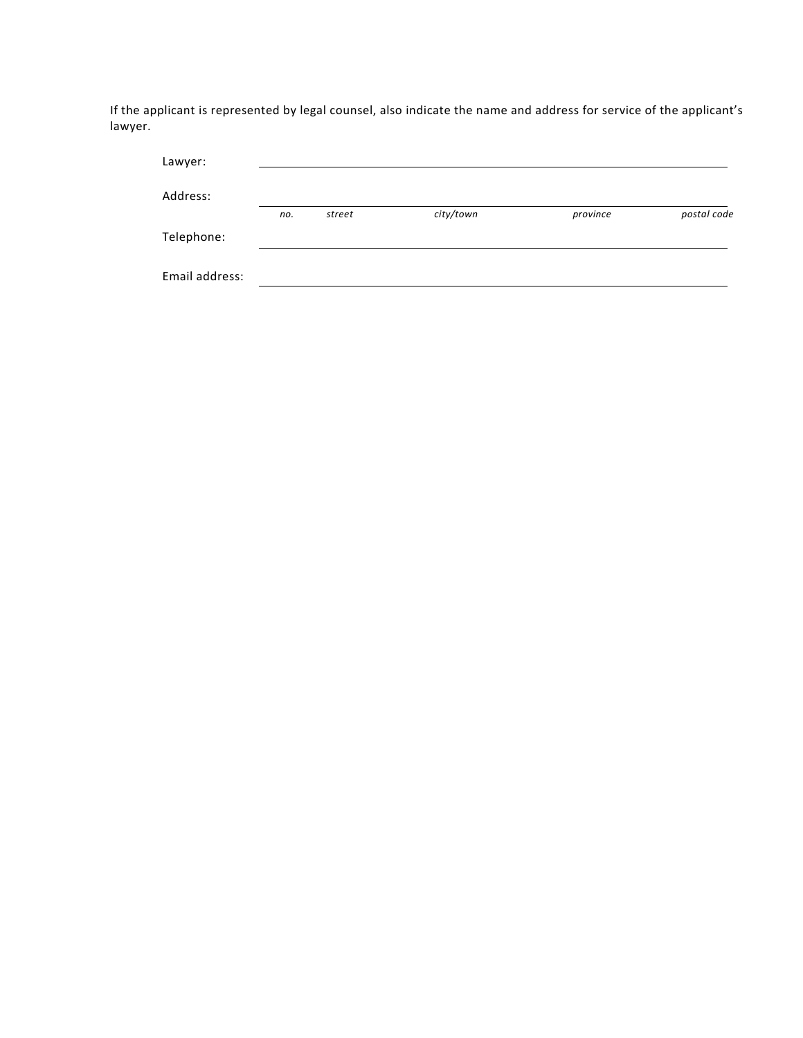If the applicant is represented by legal counsel, also indicate the name and address for service of the applicant's lawyer.

Lawyer: ______________________________________________

Address: ______________________________________________

*no. street city/town province postal code*

Telephone: ______________________________________________

Email address: ______________________________________________